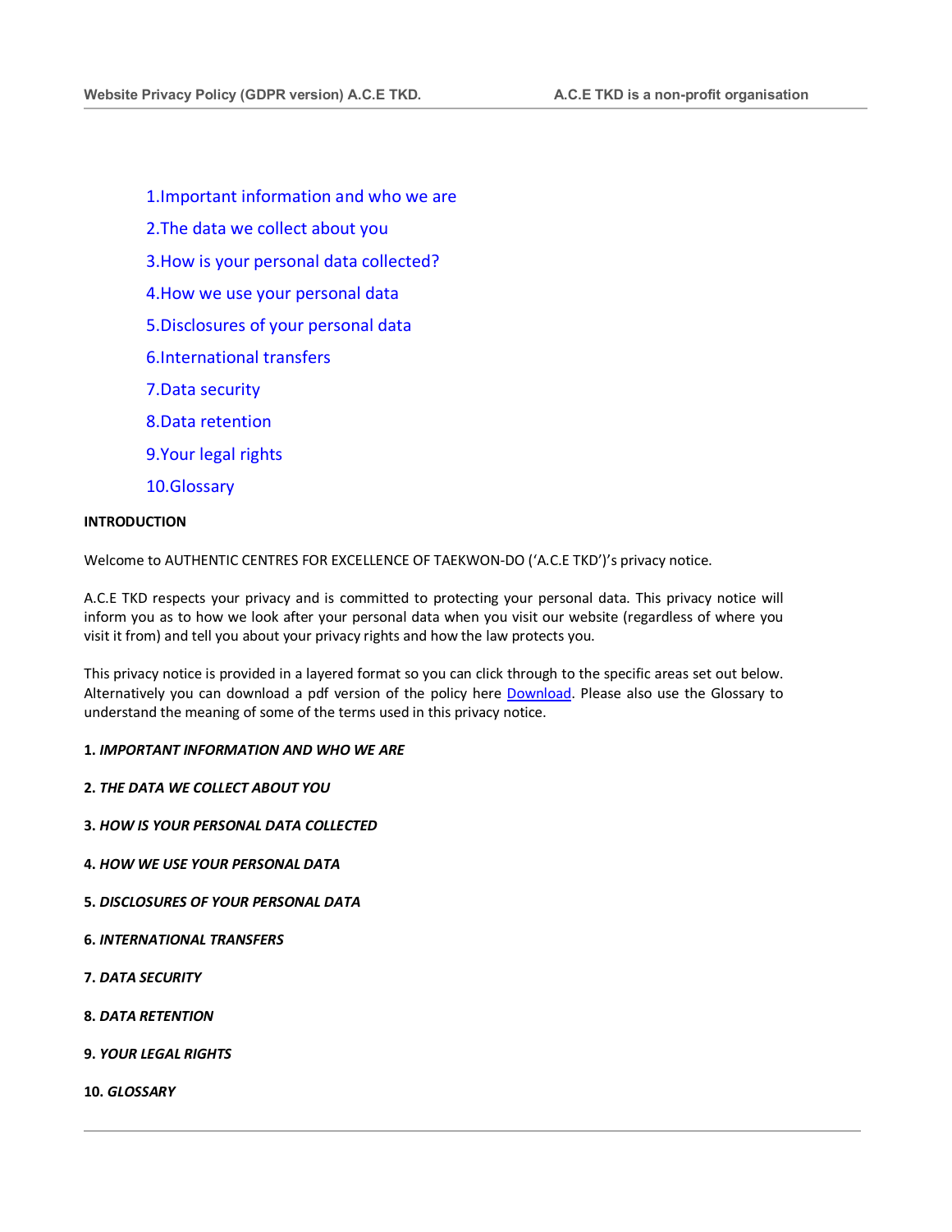1.Important information and who we are

2.The data we collect about you

3.How is your personal data collected?

4.How we use your personal data

5.Disclosures of your personal data

6.International transfers

7.Data security

8.Data retention

9.Your legal rights

10.Glossary

**INTRODUCTION**

Welcome to AUTHENTIC CENTRES FOR EXCELLENCE OF TAEKWON-DO ('A.C.E TKD')'s privacy notice.

A.C.E TKD respects your privacy and is committed to protecting your personal data. This privacy notice will inform you as to how we look after your personal data when you visit our website (regardless of where you visit it from) and tell you about your privacy rights and how the law protects you.

This privacy notice is provided in a layered format so you can click through to the specific areas set out below. Alternatively you can download a pdf version of the policy here Download. Please also use the Glossary to understand the meaning of some of the terms used in this privacy notice.

**1. *IMPORTANT INFORMATION AND WHO WE ARE***

**2. *THE DATA WE COLLECT ABOUT YOU***

**3. *HOW IS YOUR PERSONAL DATA COLLECTED***

**4. *HOW WE USE YOUR PERSONAL DATA***

**5. *DISCLOSURES OF YOUR PERSONAL DATA***

**6. *INTERNATIONAL TRANSFERS***

**7. *DATA SECURITY***

**8. *DATA RETENTION***

**9. *YOUR LEGAL RIGHTS***

**10. *GLOSSARY***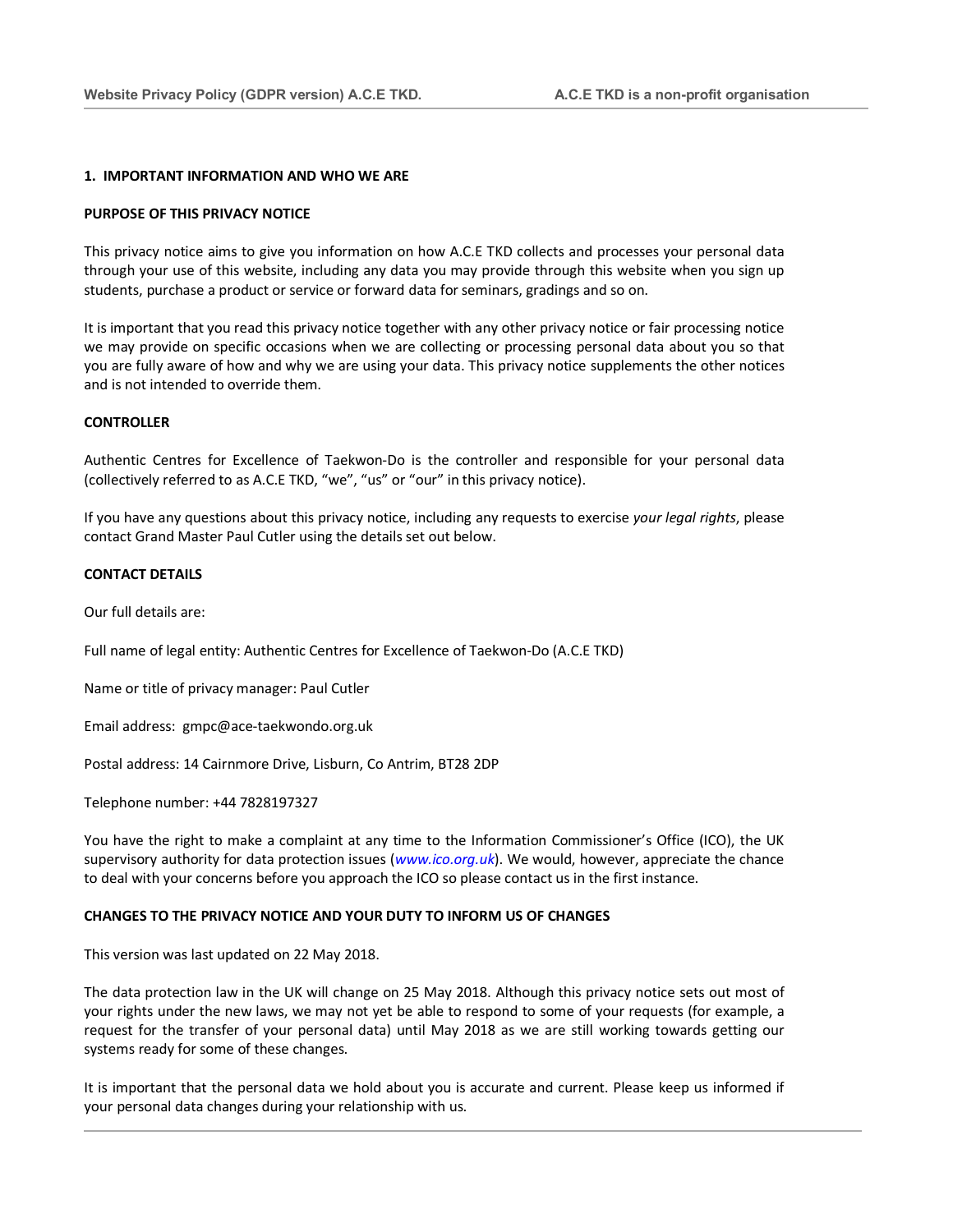## 1. IMPORTANT INFORMATION AND WHO WE ARE

### PURPOSE OF THIS PRIVACY NOTICE

This privacy notice aims to give you information on how A.C.E TKD collects and processes your personal data through your use of this website, including any data you may provide through this website when you sign up students, purchase a product or service or forward data for seminars, gradings and so on.

It is important that you read this privacy notice together with any other privacy notice or fair processing notice we may provide on specific occasions when we are collecting or processing personal data about you so that you are fully aware of how and why we are using your data. This privacy notice supplements the other notices and is not intended to override them.

### CONTROLLER

Authentic Centres for Excellence of Taekwon-Do is the controller and responsible for your personal data (collectively referred to as A.C.E TKD, "we", "us" or "our" in this privacy notice).

If you have any questions about this privacy notice, including any requests to exercise *your legal rights*, please contact Grand Master Paul Cutler using the details set out below.

### CONTACT DETAILS

Our full details are:

Full name of legal entity: Authentic Centres for Excellence of Taekwon-Do (A.C.E TKD)

Name or title of privacy manager: Paul Cutler

Email address: gmpc@ace-taekwondo.org.uk

Postal address: 14 Cairnmore Drive, Lisburn, Co Antrim, BT28 2DP

Telephone number: +44 7828197327

You have the right to make a complaint at any time to the Information Commissioner's Office (ICO), the UK supervisory authority for data protection issues (*www.ico.org.uk*). We would, however, appreciate the chance to deal with your concerns before you approach the ICO so please contact us in the first instance.

### CHANGES TO THE PRIVACY NOTICE AND YOUR DUTY TO INFORM US OF CHANGES

This version was last updated on 22 May 2018.

The data protection law in the UK will change on 25 May 2018. Although this privacy notice sets out most of your rights under the new laws, we may not yet be able to respond to some of your requests (for example, a request for the transfer of your personal data) until May 2018 as we are still working towards getting our systems ready for some of these changes.

It is important that the personal data we hold about you is accurate and current. Please keep us informed if your personal data changes during your relationship with us.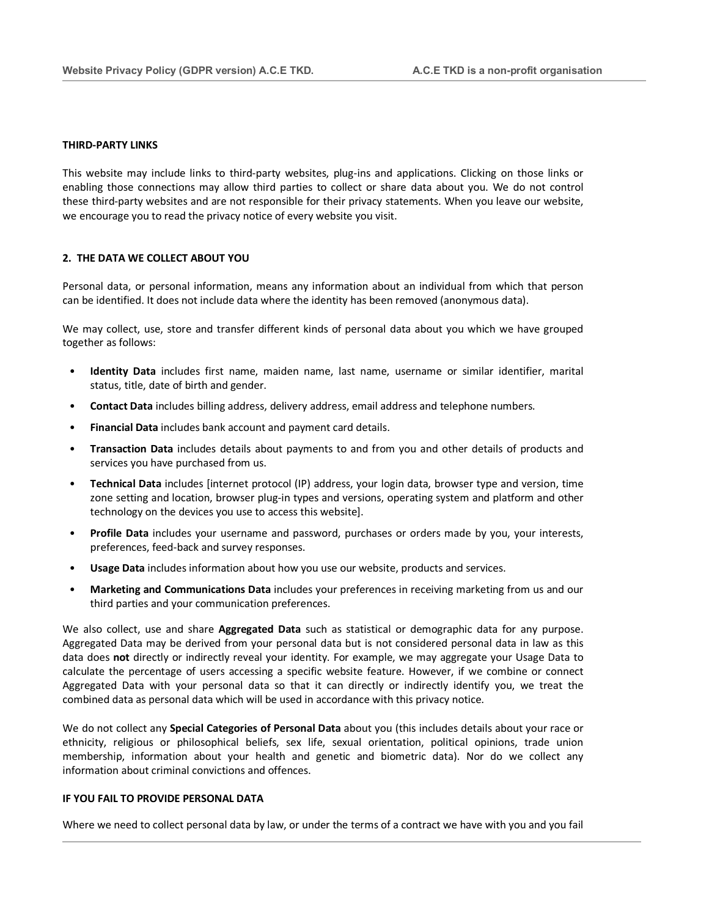## THIRD-PARTY LINKS

This website may include links to third-party websites, plug-ins and applications. Clicking on those links or enabling those connections may allow third parties to collect or share data about you. We do not control these third-party websites and are not responsible for their privacy statements. When you leave our website, we encourage you to read the privacy notice of every website you visit.

## 2. THE DATA WE COLLECT ABOUT YOU

Personal data, or personal information, means any information about an individual from which that person can be identified. It does not include data where the identity has been removed (anonymous data).

We may collect, use, store and transfer different kinds of personal data about you which we have grouped together as follows:

- **Identity Data** includes first name, maiden name, last name, username or similar identifier, marital status, title, date of birth and gender.
- **Contact Data** includes billing address, delivery address, email address and telephone numbers.
- **Financial Data** includes bank account and payment card details.
- **Transaction Data** includes details about payments to and from you and other details of products and services you have purchased from us.
- **Technical Data** includes [internet protocol (IP) address, your login data, browser type and version, time zone setting and location, browser plug-in types and versions, operating system and platform and other technology on the devices you use to access this website].
- **Profile Data** includes your username and password, purchases or orders made by you, your interests, preferences, feed-back and survey responses.
- **Usage Data** includes information about how you use our website, products and services.
- **Marketing and Communications Data** includes your preferences in receiving marketing from us and our third parties and your communication preferences.

We also collect, use and share **Aggregated Data** such as statistical or demographic data for any purpose. Aggregated Data may be derived from your personal data but is not considered personal data in law as this data does **not** directly or indirectly reveal your identity. For example, we may aggregate your Usage Data to calculate the percentage of users accessing a specific website feature. However, if we combine or connect Aggregated Data with your personal data so that it can directly or indirectly identify you, we treat the combined data as personal data which will be used in accordance with this privacy notice.

We do not collect any **Special Categories of Personal Data** about you (this includes details about your race or ethnicity, religious or philosophical beliefs, sex life, sexual orientation, political opinions, trade union membership, information about your health and genetic and biometric data). Nor do we collect any information about criminal convictions and offences.

## IF YOU FAIL TO PROVIDE PERSONAL DATA

Where we need to collect personal data by law, or under the terms of a contract we have with you and you fail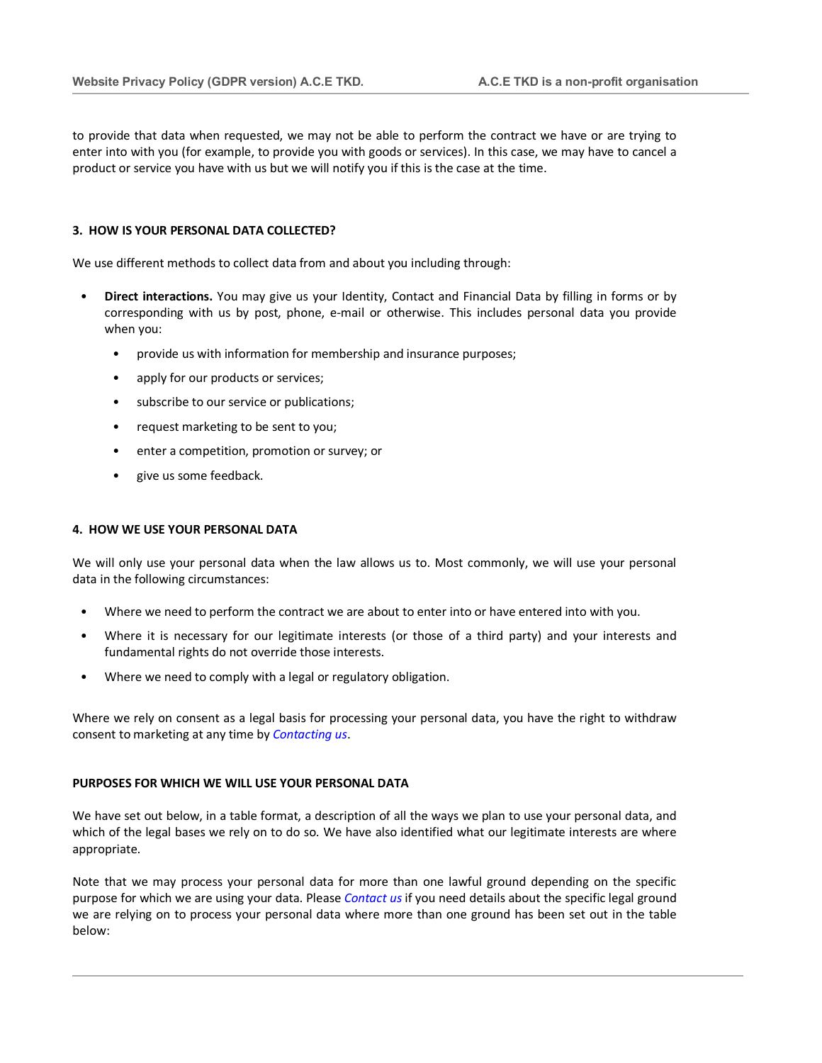to provide that data when requested, we may not be able to perform the contract we have or are trying to enter into with you (for example, to provide you with goods or services). In this case, we may have to cancel a product or service you have with us but we will notify you if this is the case at the time.

## 3. HOW IS YOUR PERSONAL DATA COLLECTED?

We use different methods to collect data from and about you including through:

- **Direct interactions.** You may give us your Identity, Contact and Financial Data by filling in forms or by corresponding with us by post, phone, e-mail or otherwise. This includes personal data you provide when you:
  - provide us with information for membership and insurance purposes;
  - apply for our products or services;
  - subscribe to our service or publications;
  - request marketing to be sent to you;
  - enter a competition, promotion or survey; or
  - give us some feedback.

## 4. HOW WE USE YOUR PERSONAL DATA

We will only use your personal data when the law allows us to. Most commonly, we will use your personal data in the following circumstances:

- Where we need to perform the contract we are about to enter into or have entered into with you.
- Where it is necessary for our legitimate interests (or those of a third party) and your interests and fundamental rights do not override those interests.
- Where we need to comply with a legal or regulatory obligation.

Where we rely on consent as a legal basis for processing your personal data, you have the right to withdraw consent to marketing at any time by *Contacting us*.

### PURPOSES FOR WHICH WE WILL USE YOUR PERSONAL DATA

We have set out below, in a table format, a description of all the ways we plan to use your personal data, and which of the legal bases we rely on to do so. We have also identified what our legitimate interests are where appropriate.

Note that we may process your personal data for more than one lawful ground depending on the specific purpose for which we are using your data. Please *Contact us* if you need details about the specific legal ground we are relying on to process your personal data where more than one ground has been set out in the table below: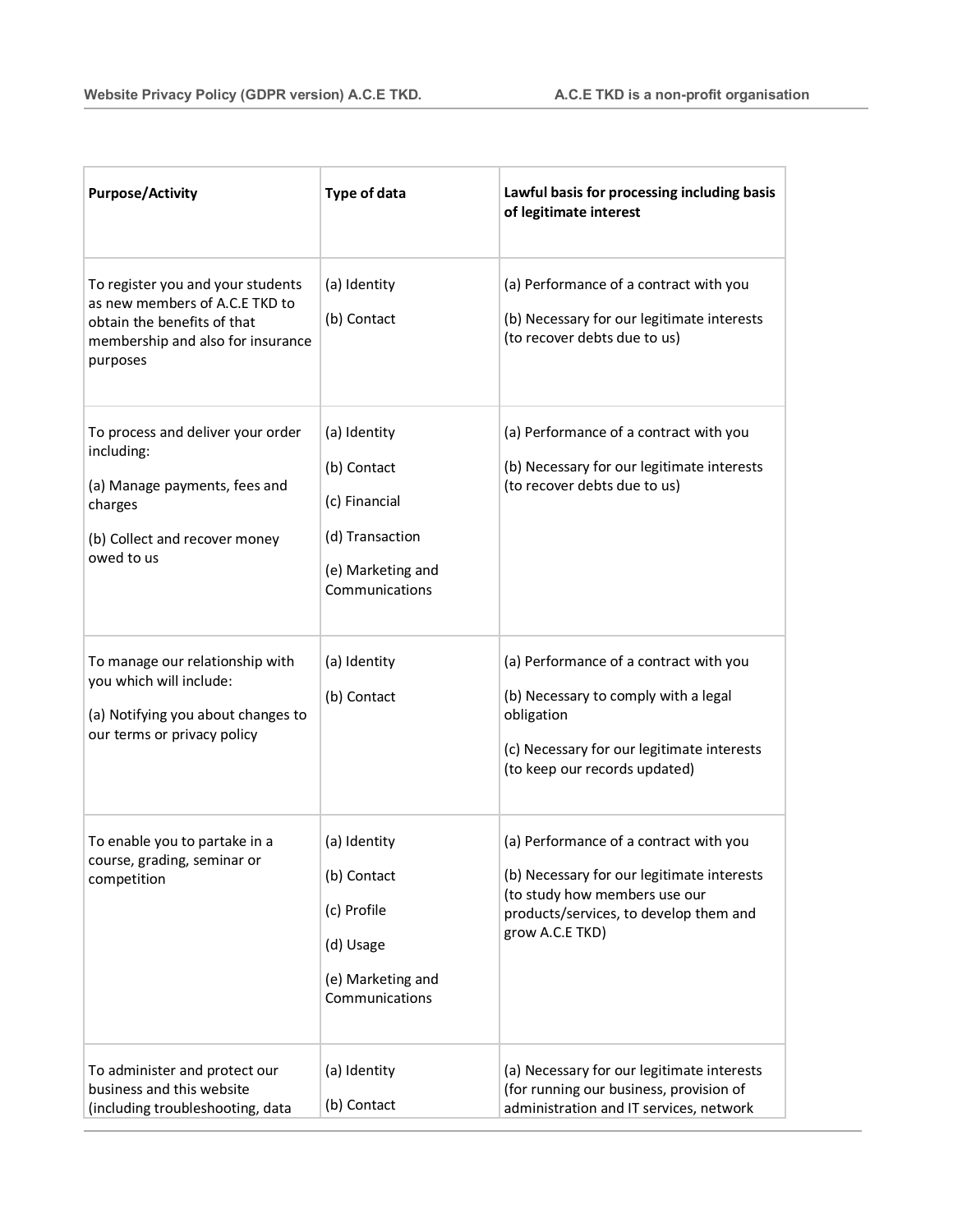| Purpose/Activity | Type of data | Lawful basis for processing including basis of legitimate interest |
|---|---|---|
| To register you and your students as new members of A.C.E TKD to obtain the benefits of that membership and also for insurance purposes | (a) Identity<br>(b) Contact | (a) Performance of a contract with you<br>(b) Necessary for our legitimate interests (to recover debts due to us) |
| To process and deliver your order including:<br>(a) Manage payments, fees and charges<br>(b) Collect and recover money owed to us | (a) Identity<br>(b) Contact<br>(c) Financial<br>(d) Transaction<br>(e) Marketing and Communications | (a) Performance of a contract with you<br>(b) Necessary for our legitimate interests (to recover debts due to us) |
| To manage our relationship with you which will include:<br>(a) Notifying you about changes to our terms or privacy policy | (a) Identity<br>(b) Contact | (a) Performance of a contract with you<br>(b) Necessary to comply with a legal obligation<br>(c) Necessary for our legitimate interests (to keep our records updated) |
| To enable you to partake in a course, grading, seminar or competition | (a) Identity<br>(b) Contact<br>(c) Profile<br>(d) Usage<br>(e) Marketing and Communications | (a) Performance of a contract with you<br>(b) Necessary for our legitimate interests (to study how members use our products/services, to develop them and grow A.C.E TKD) |
| To administer and protect our business and this website (including troubleshooting, data | (a) Identity<br>(b) Contact | (a) Necessary for our legitimate interests (for running our business, provision of administration and IT services, network |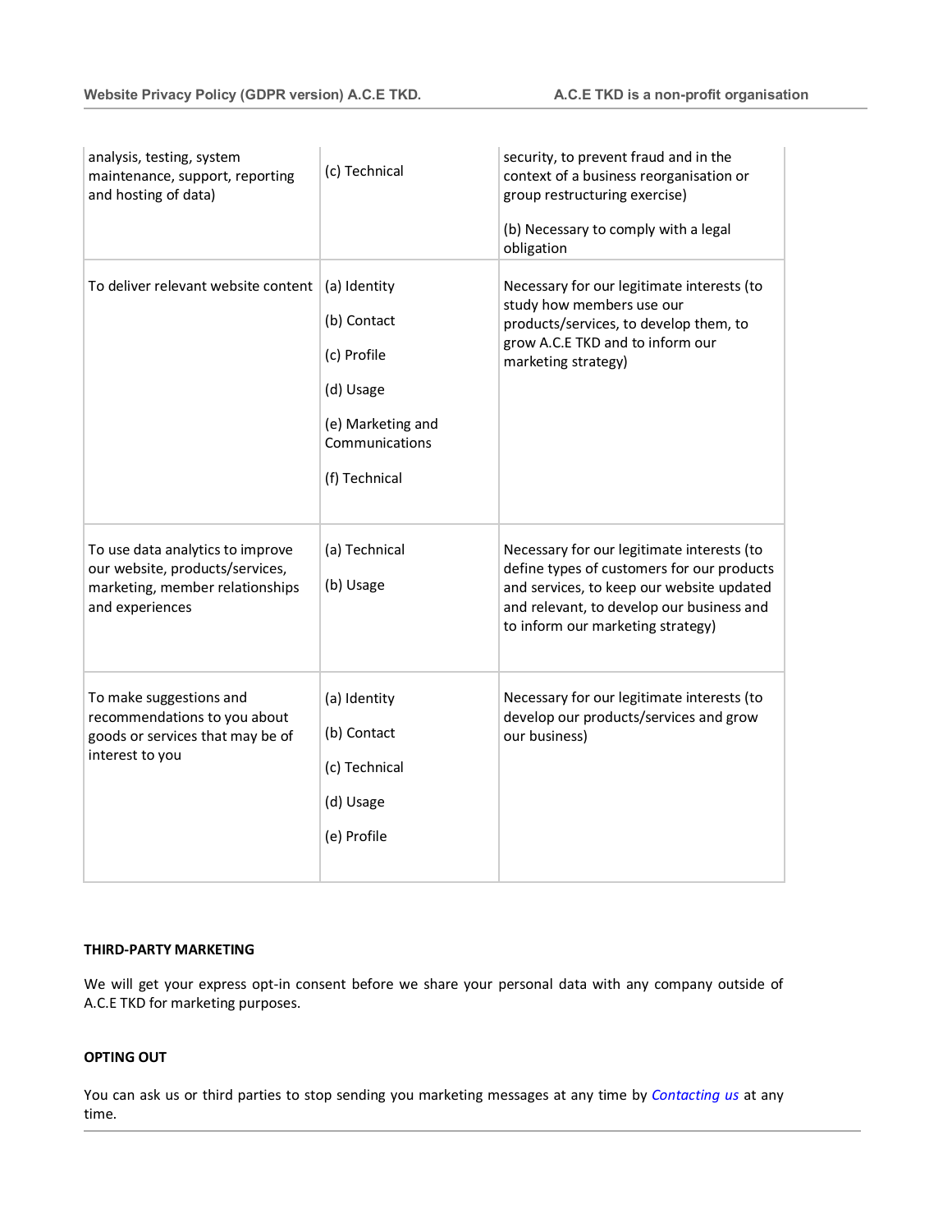| | | |
|---|---|---|
| analysis, testing, system maintenance, support, reporting and hosting of data) | (c) Technical | security, to prevent fraud and in the context of a business reorganisation or group restructuring exercise)<br><br>(b) Necessary to comply with a legal obligation |
| To deliver relevant website content | (a) Identity<br><br>(b) Contact<br><br>(c) Profile<br><br>(d) Usage<br><br>(e) Marketing and Communications<br><br>(f) Technical | Necessary for our legitimate interests (to study how members use our products/services, to develop them, to grow A.C.E TKD and to inform our marketing strategy) |
| To use data analytics to improve our website, products/services, marketing, member relationships and experiences | (a) Technical<br><br>(b) Usage | Necessary for our legitimate interests (to define types of customers for our products and services, to keep our website updated and relevant, to develop our business and to inform our marketing strategy) |
| To make suggestions and recommendations to you about goods or services that may be of interest to you | (a) Identity<br><br>(b) Contact<br><br>(c) Technical<br><br>(d) Usage<br><br>(e) Profile | Necessary for our legitimate interests (to develop our products/services and grow our business) |

**THIRD-PARTY MARKETING**

We will get your express opt-in consent before we share your personal data with any company outside of A.C.E TKD for marketing purposes.

**OPTING OUT**

You can ask us or third parties to stop sending you marketing messages at any time by *Contacting us* at any time.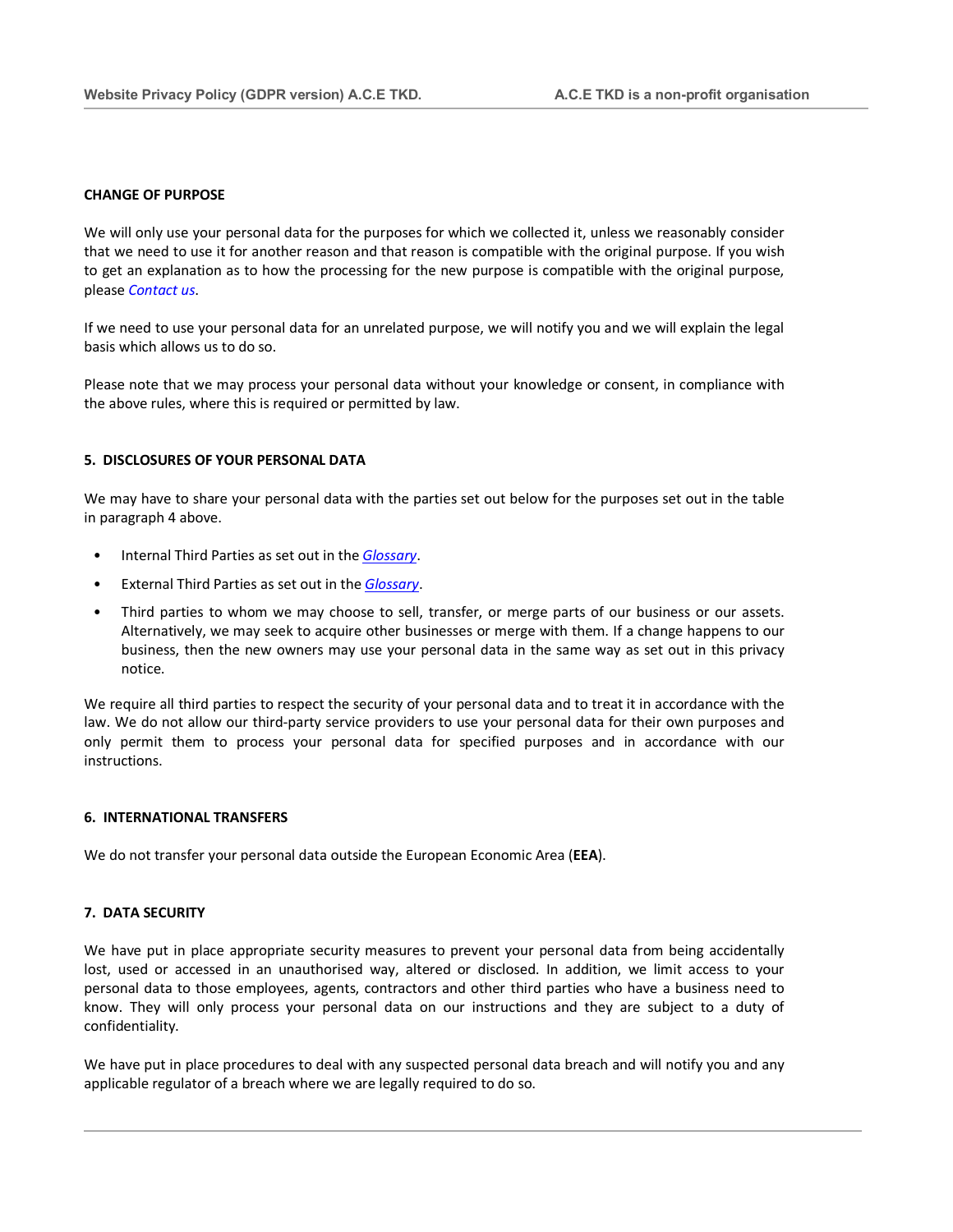## CHANGE OF PURPOSE

We will only use your personal data for the purposes for which we collected it, unless we reasonably consider that we need to use it for another reason and that reason is compatible with the original purpose. If you wish to get an explanation as to how the processing for the new purpose is compatible with the original purpose, please *Contact us*.

If we need to use your personal data for an unrelated purpose, we will notify you and we will explain the legal basis which allows us to do so.

Please note that we may process your personal data without your knowledge or consent, in compliance with the above rules, where this is required or permitted by law.

## 5. DISCLOSURES OF YOUR PERSONAL DATA

We may have to share your personal data with the parties set out below for the purposes set out in the table in paragraph 4 above.

- Internal Third Parties as set out in the *Glossary*.
- External Third Parties as set out in the *Glossary*.
- Third parties to whom we may choose to sell, transfer, or merge parts of our business or our assets. Alternatively, we may seek to acquire other businesses or merge with them. If a change happens to our business, then the new owners may use your personal data in the same way as set out in this privacy notice.

We require all third parties to respect the security of your personal data and to treat it in accordance with the law. We do not allow our third-party service providers to use your personal data for their own purposes and only permit them to process your personal data for specified purposes and in accordance with our instructions.

## 6. INTERNATIONAL TRANSFERS

We do not transfer your personal data outside the European Economic Area (**EEA**).

## 7. DATA SECURITY

We have put in place appropriate security measures to prevent your personal data from being accidentally lost, used or accessed in an unauthorised way, altered or disclosed. In addition, we limit access to your personal data to those employees, agents, contractors and other third parties who have a business need to know. They will only process your personal data on our instructions and they are subject to a duty of confidentiality.

We have put in place procedures to deal with any suspected personal data breach and will notify you and any applicable regulator of a breach where we are legally required to do so.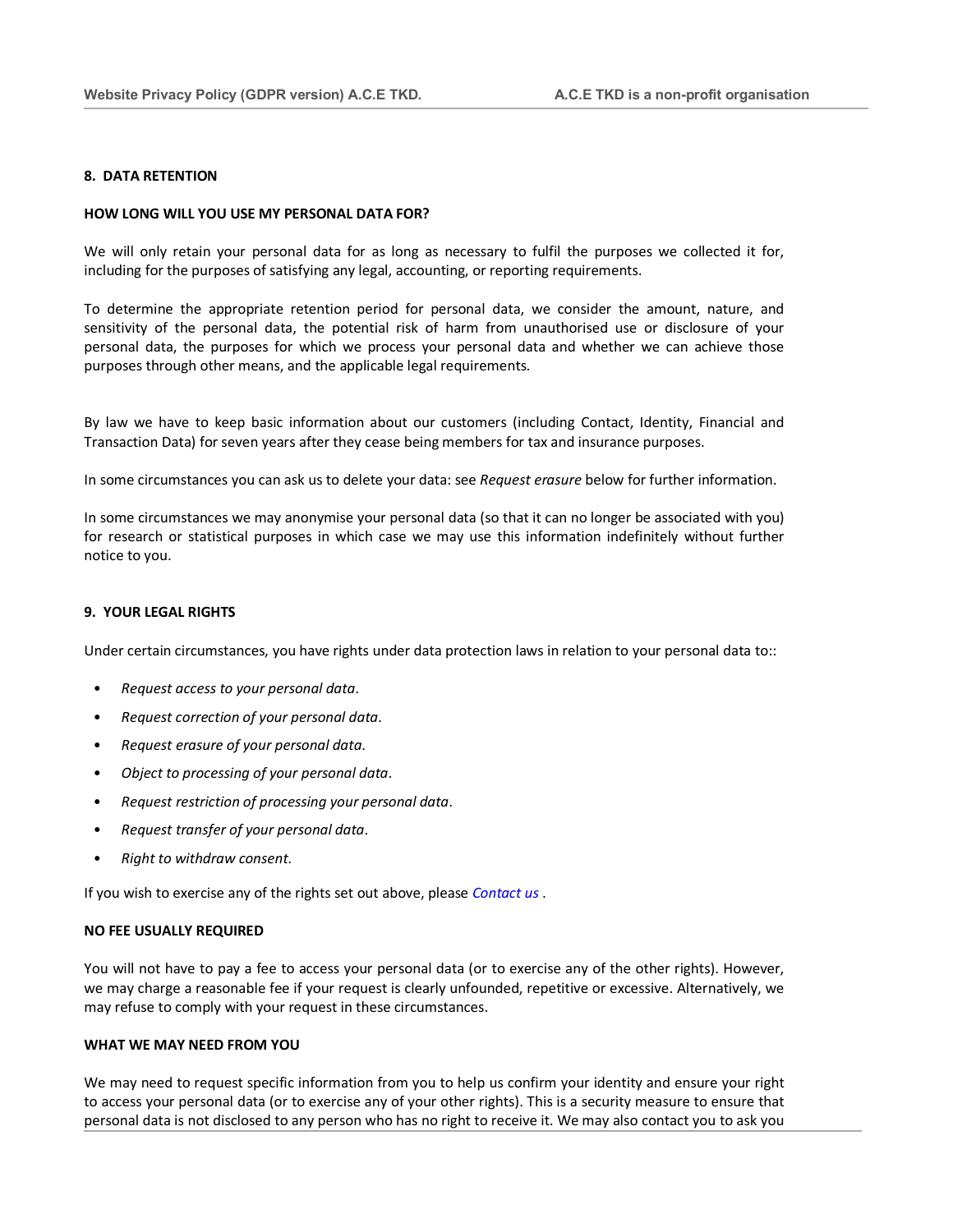## 8. DATA RETENTION

### HOW LONG WILL YOU USE MY PERSONAL DATA FOR?

We will only retain your personal data for as long as necessary to fulfil the purposes we collected it for, including for the purposes of satisfying any legal, accounting, or reporting requirements.

To determine the appropriate retention period for personal data, we consider the amount, nature, and sensitivity of the personal data, the potential risk of harm from unauthorised use or disclosure of your personal data, the purposes for which we process your personal data and whether we can achieve those purposes through other means, and the applicable legal requirements.

By law we have to keep basic information about our customers (including Contact, Identity, Financial and Transaction Data) for seven years after they cease being members for tax and insurance purposes.

In some circumstances you can ask us to delete your data: see *Request erasure* below for further information.

In some circumstances we may anonymise your personal data (so that it can no longer be associated with you) for research or statistical purposes in which case we may use this information indefinitely without further notice to you.

## 9. YOUR LEGAL RIGHTS

Under certain circumstances, you have rights under data protection laws in relation to your personal data to::

- *Request access to your personal data*.
- *Request correction of your personal data*.
- *Request erasure of your personal data*.
- *Object to processing of your personal data*.
- *Request restriction of processing your personal data*.
- *Request transfer of your personal data*.
- *Right to withdraw consent.*

If you wish to exercise any of the rights set out above, please *Contact us* .

### NO FEE USUALLY REQUIRED

You will not have to pay a fee to access your personal data (or to exercise any of the other rights). However, we may charge a reasonable fee if your request is clearly unfounded, repetitive or excessive. Alternatively, we may refuse to comply with your request in these circumstances.

### WHAT WE MAY NEED FROM YOU

We may need to request specific information from you to help us confirm your identity and ensure your right to access your personal data (or to exercise any of your other rights). This is a security measure to ensure that personal data is not disclosed to any person who has no right to receive it. We may also contact you to ask you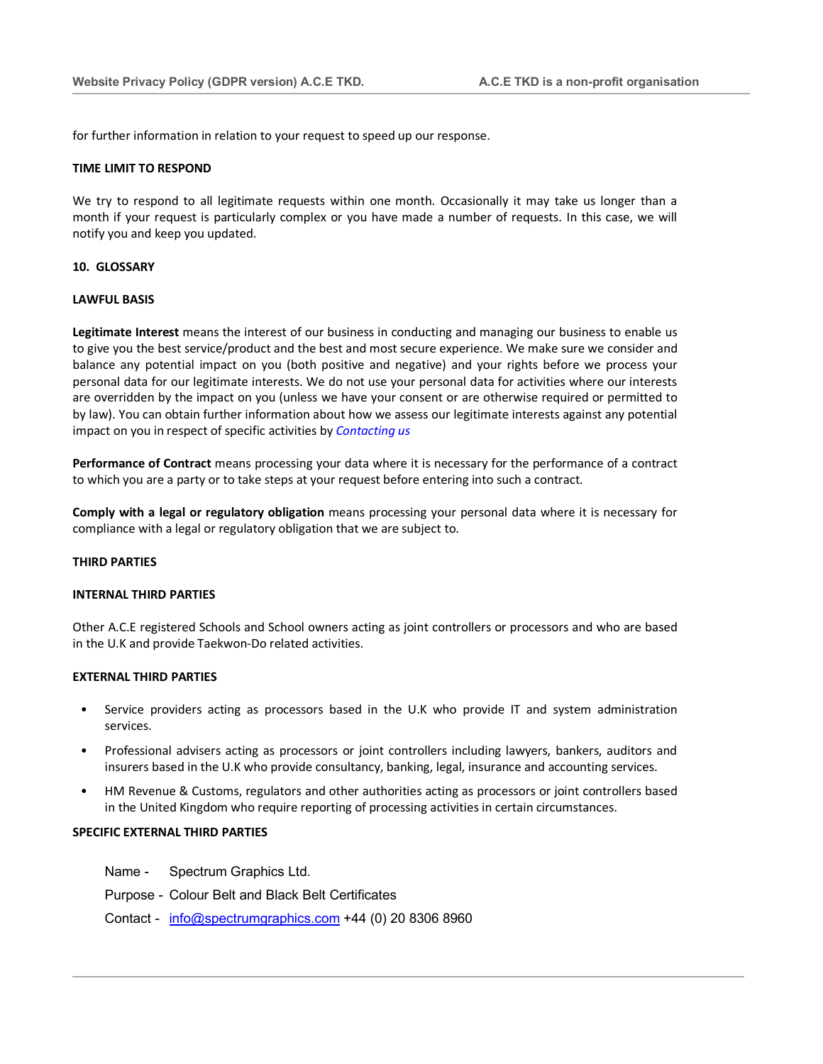for further information in relation to your request to speed up our response.

**TIME LIMIT TO RESPOND**

We try to respond to all legitimate requests within one month. Occasionally it may take us longer than a month if your request is particularly complex or you have made a number of requests. In this case, we will notify you and keep you updated.

## 10. GLOSSARY

**LAWFUL BASIS**

**Legitimate Interest** means the interest of our business in conducting and managing our business to enable us to give you the best service/product and the best and most secure experience. We make sure we consider and balance any potential impact on you (both positive and negative) and your rights before we process your personal data for our legitimate interests. We do not use your personal data for activities where our interests are overridden by the impact on you (unless we have your consent or are otherwise required or permitted to by law). You can obtain further information about how we assess our legitimate interests against any potential impact on you in respect of specific activities by *Contacting us*

**Performance of Contract** means processing your data where it is necessary for the performance of a contract to which you are a party or to take steps at your request before entering into such a contract.

**Comply with a legal or regulatory obligation** means processing your personal data where it is necessary for compliance with a legal or regulatory obligation that we are subject to.

**THIRD PARTIES**

**INTERNAL THIRD PARTIES**

Other A.C.E registered Schools and School owners acting as joint controllers or processors and who are based in the U.K and provide Taekwon-Do related activities.

**EXTERNAL THIRD PARTIES**

- Service providers acting as processors based in the U.K who provide IT and system administration services.
- Professional advisers acting as processors or joint controllers including lawyers, bankers, auditors and insurers based in the U.K who provide consultancy, banking, legal, insurance and accounting services.
- HM Revenue & Customs, regulators and other authorities acting as processors or joint controllers based in the United Kingdom who require reporting of processing activities in certain circumstances.

**SPECIFIC EXTERNAL THIRD PARTIES**

Name - Spectrum Graphics Ltd.

Purpose - Colour Belt and Black Belt Certificates

Contact - info@spectrumgraphics.com +44 (0) 20 8306 8960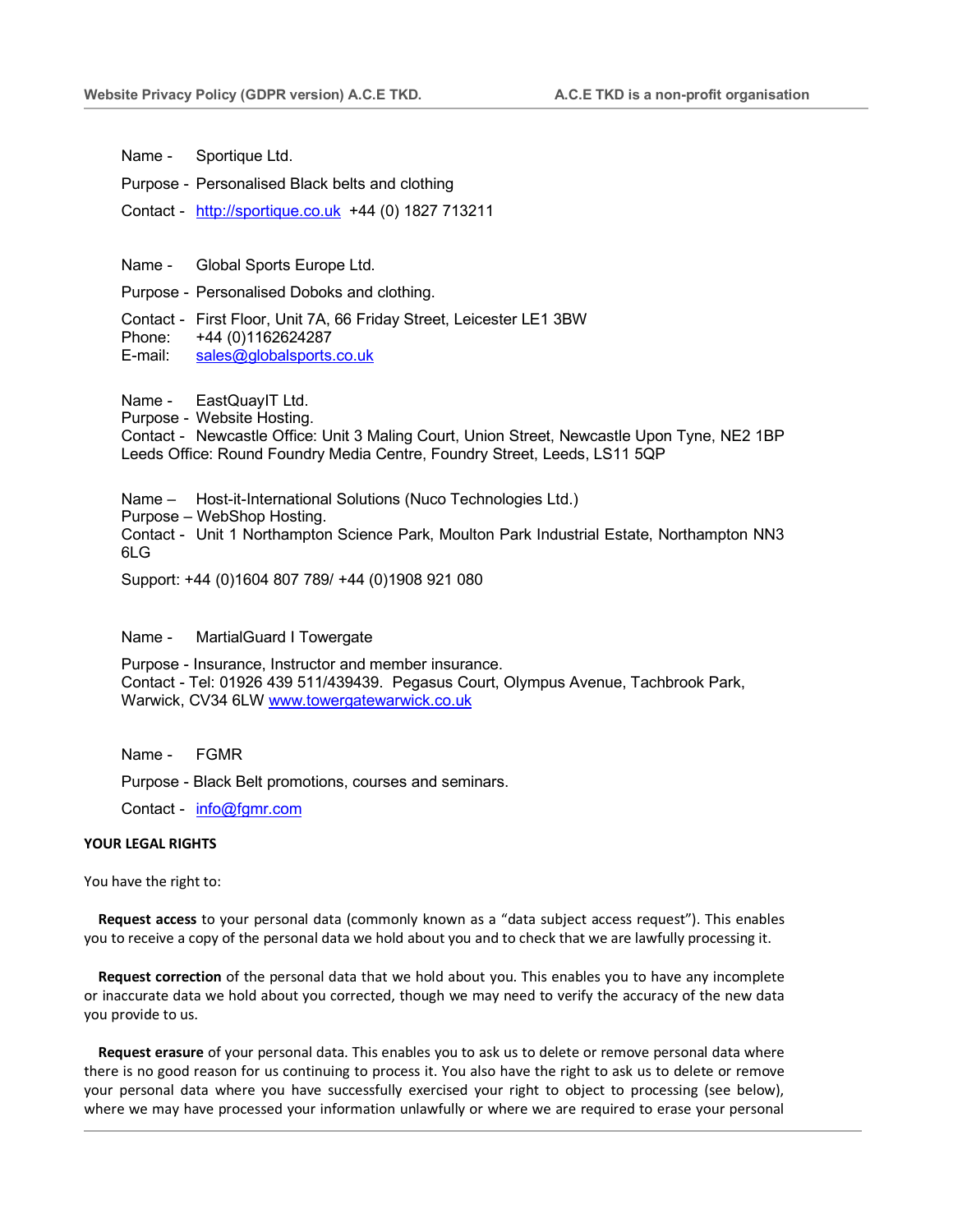Name - Sportique Ltd.

Purpose - Personalised Black belts and clothing

Contact - [http://sportique.co.uk](http://sportique.co.uk) +44 (0) 1827 713211

Name - Global Sports Europe Ltd.

Purpose - Personalised Doboks and clothing.

Contact - First Floor, Unit 7A, 66 Friday Street, Leicester LE1 3BW
Phone: +44 (0)1162624287
E-mail: [sales@globalsports.co.uk](mailto:sales@globalsports.co.uk)

Name - EastQuayIT Ltd.
Purpose - Website Hosting.
Contact - Newcastle Office: Unit 3 Maling Court, Union Street, Newcastle Upon Tyne, NE2 1BP
Leeds Office: Round Foundry Media Centre, Foundry Street, Leeds, LS11 5QP

Name – Host-it-International Solutions (Nuco Technologies Ltd.)
Purpose – WebShop Hosting.
Contact - Unit 1 Northampton Science Park, Moulton Park Industrial Estate, Northampton NN3 6LG

Support: +44 (0)1604 807 789/ +44 (0)1908 921 080

Name - MartialGuard I Towergate

Purpose - Insurance, Instructor and member insurance.
Contact - Tel: 01926 439 511/439439. Pegasus Court, Olympus Avenue, Tachbrook Park, Warwick, CV34 6LW [www.towergatewarwick.co.uk](http://www.towergatewarwick.co.uk)

Name - FGMR

Purpose - Black Belt promotions, courses and seminars.

Contact - [info@fgmr.com](mailto:info@fgmr.com)

**YOUR LEGAL RIGHTS**

You have the right to:

**Request access** to your personal data (commonly known as a "data subject access request"). This enables you to receive a copy of the personal data we hold about you and to check that we are lawfully processing it.

**Request correction** of the personal data that we hold about you. This enables you to have any incomplete or inaccurate data we hold about you corrected, though we may need to verify the accuracy of the new data you provide to us.

**Request erasure** of your personal data. This enables you to ask us to delete or remove personal data where there is no good reason for us continuing to process it. You also have the right to ask us to delete or remove your personal data where you have successfully exercised your right to object to processing (see below), where we may have processed your information unlawfully or where we are required to erase your personal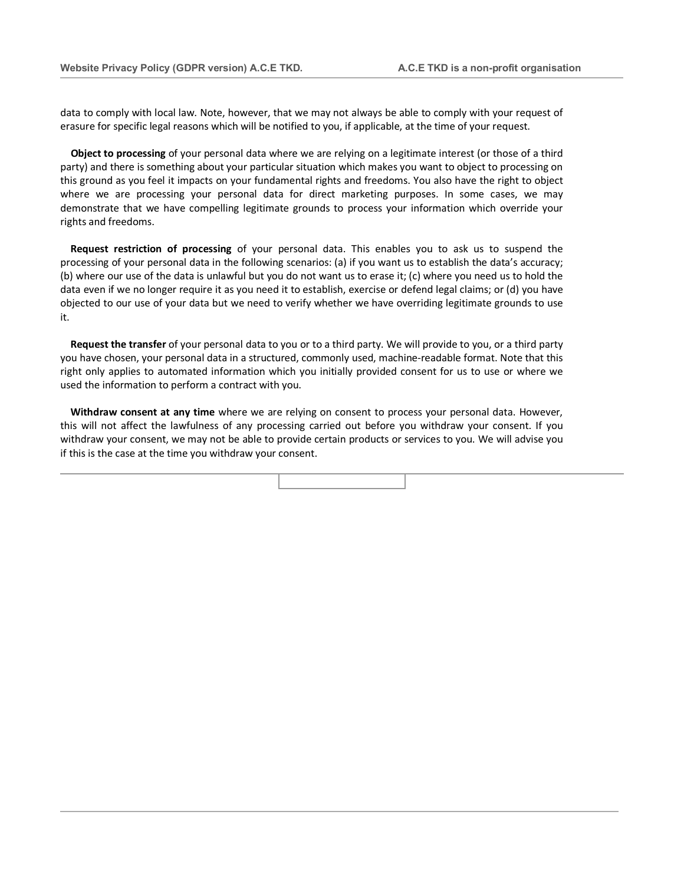data to comply with local law. Note, however, that we may not always be able to comply with your request of erasure for specific legal reasons which will be notified to you, if applicable, at the time of your request.

**Object to processing** of your personal data where we are relying on a legitimate interest (or those of a third party) and there is something about your particular situation which makes you want to object to processing on this ground as you feel it impacts on your fundamental rights and freedoms. You also have the right to object where we are processing your personal data for direct marketing purposes. In some cases, we may demonstrate that we have compelling legitimate grounds to process your information which override your rights and freedoms.

**Request restriction of processing** of your personal data. This enables you to ask us to suspend the processing of your personal data in the following scenarios: (a) if you want us to establish the data's accuracy; (b) where our use of the data is unlawful but you do not want us to erase it; (c) where you need us to hold the data even if we no longer require it as you need it to establish, exercise or defend legal claims; or (d) you have objected to our use of your data but we need to verify whether we have overriding legitimate grounds to use it.

**Request the transfer** of your personal data to you or to a third party. We will provide to you, or a third party you have chosen, your personal data in a structured, commonly used, machine-readable format. Note that this right only applies to automated information which you initially provided consent for us to use or where we used the information to perform a contract with you.

**Withdraw consent at any time** where we are relying on consent to process your personal data. However, this will not affect the lawfulness of any processing carried out before you withdraw your consent. If you withdraw your consent, we may not be able to provide certain products or services to you. We will advise you if this is the case at the time you withdraw your consent.